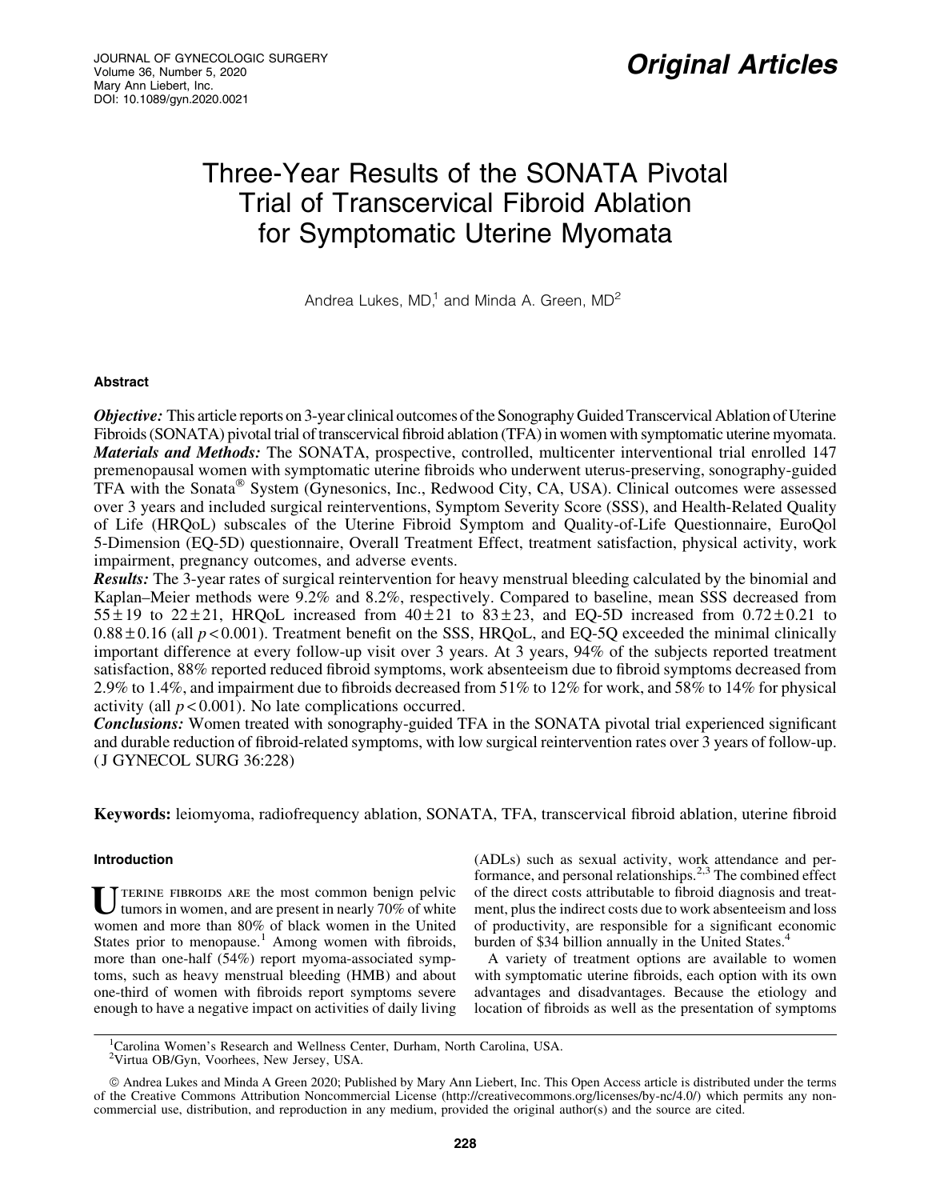# Original Articles

# Three-Year Results of the SONATA Pivotal Trial of Transcervical Fibroid Ablation for Symptomatic Uterine Myomata

Andrea Lukes, MD,[1] and Minda A. Green, MD[2]

## Abstract

***Objective:*** This article reports on 3-year clinical outcomes of the Sonography Guided Transcervical Ablation of Uterine Fibroids (SONATA) pivotal trial of transcervical fibroid ablation (TFA) in women with symptomatic uterine myomata.

***Materials and Methods:*** The SONATA, prospective, controlled, multicenter interventional trial enrolled 147 premenopausal women with symptomatic uterine fibroids who underwent uterus-preserving, sonography-guided TFA with the Sonata® System (Gynesonics, Inc., Redwood City, CA, USA). Clinical outcomes were assessed over 3 years and included surgical reinterventions, Symptom Severity Score (SSS), and Health-Related Quality of Life (HRQoL) subscales of the Uterine Fibroid Symptom and Quality-of-Life Questionnaire, EuroQol 5-Dimension (EQ-5D) questionnaire, Overall Treatment Effect, treatment satisfaction, physical activity, work impairment, pregnancy outcomes, and adverse events.

***Results:*** The 3-year rates of surgical reintervention for heavy menstrual bleeding calculated by the binomial and Kaplan–Meier methods were 9.2% and 8.2%, respectively. Compared to baseline, mean SSS decreased from $55 \pm 19$ to $22 \pm 21$, HRQoL increased from $40 \pm 21$ to $83 \pm 23$, and EQ-5D increased from $0.72 \pm 0.21$ to $0.88 \pm 0.16$ (all $p < 0.001$). Treatment benefit on the SSS, HRQoL, and EQ-5Q exceeded the minimal clinically important difference at every follow-up visit over 3 years. At 3 years, 94% of the subjects reported treatment satisfaction, 88% reported reduced fibroid symptoms, work absenteeism due to fibroid symptoms decreased from 2.9% to 1.4%, and impairment due to fibroids decreased from 51% to 12% for work, and 58% to 14% for physical activity (all $p < 0.001$). No late complications occurred.

***Conclusions:*** Women treated with sonography-guided TFA in the SONATA pivotal trial experienced significant and durable reduction of fibroid-related symptoms, with low surgical reintervention rates over 3 years of follow-up. (J GYNECOL SURG 36:228)

**Keywords:** leiomyoma, radiofrequency ablation, SONATA, TFA, transcervical fibroid ablation, uterine fibroid

## Introduction

Uterine fibroids are the most common benign pelvic tumors in women, and are present in nearly 70% of white women and more than 80% of black women in the United States prior to menopause.[1] Among women with fibroids, more than one-half (54%) report myoma-associated symptoms, such as heavy menstrual bleeding (HMB) and about one-third of women with fibroids report symptoms severe enough to have a negative impact on activities of daily living (ADLs) such as sexual activity, work attendance and performance, and personal relationships.[2,3] The combined effect of the direct costs attributable to fibroid diagnosis and treatment, plus the indirect costs due to work absenteeism and loss of productivity, are responsible for a significant economic burden of $34 billion annually in the United States.[4]

A variety of treatment options are available to women with symptomatic uterine fibroids, each option with its own advantages and disadvantages. Because the etiology and location of fibroids as well as the presentation of symptoms

[1]Carolina Women's Research and Wellness Center, Durham, North Carolina, USA.
[2]Virtua OB/Gyn, Voorhees, New Jersey, USA.

© Andrea Lukes and Minda A Green 2020; Published by Mary Ann Liebert, Inc. This Open Access article is distributed under the terms of the Creative Commons Attribution Noncommercial License (http://creativecommons.org/licenses/by-nc/4.0/) which permits any noncommercial use, distribution, and reproduction in any medium, provided the original author(s) and the source are cited.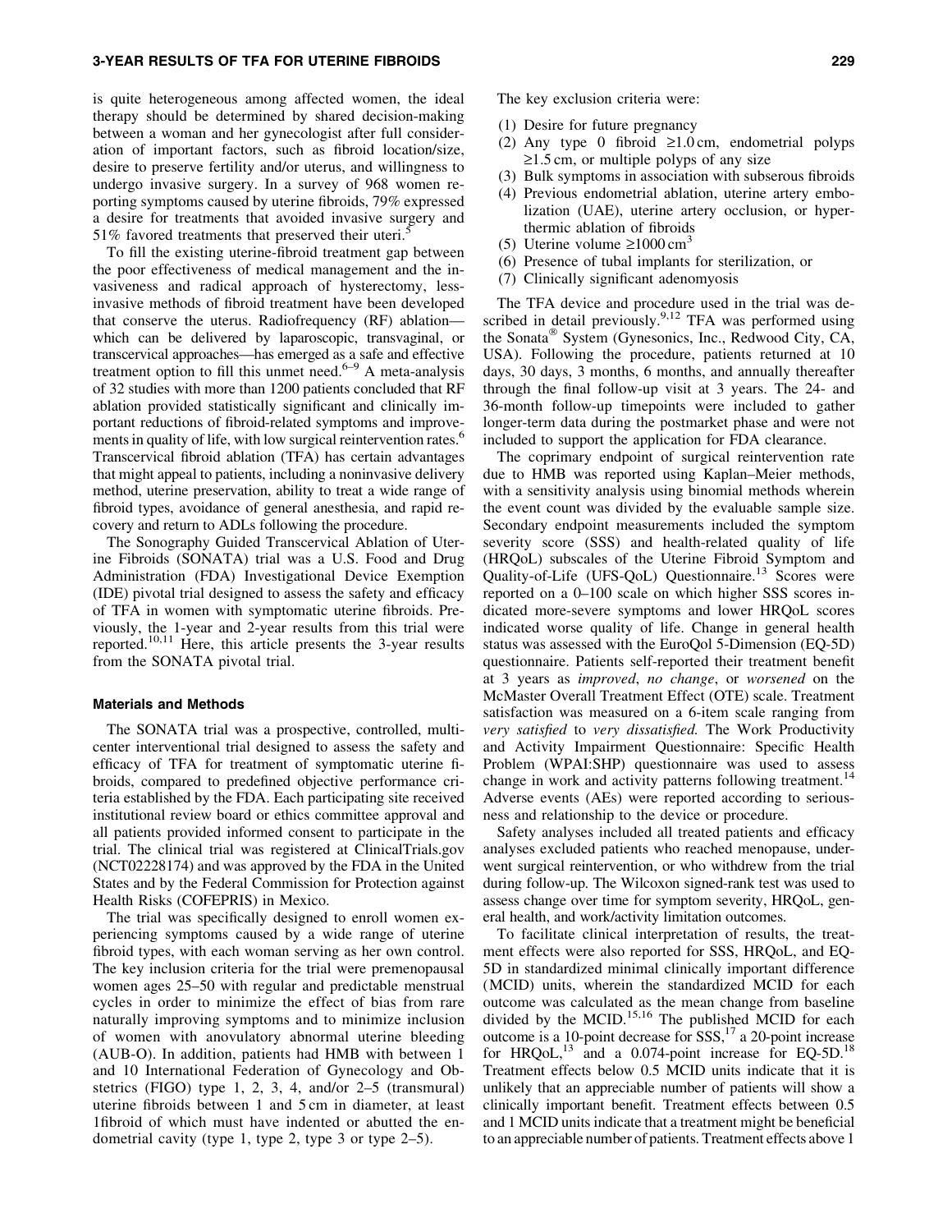is quite heterogeneous among affected women, the ideal therapy should be determined by shared decision-making between a woman and her gynecologist after full consideration of important factors, such as fibroid location/size, desire to preserve fertility and/or uterus, and willingness to undergo invasive surgery. In a survey of 968 women reporting symptoms caused by uterine fibroids, 79% expressed a desire for treatments that avoided invasive surgery and 51% favored treatments that preserved their uteri.[5]

To fill the existing uterine-fibroid treatment gap between the poor effectiveness of medical management and the invasiveness and radical approach of hysterectomy, less-invasive methods of fibroid treatment have been developed that conserve the uterus. Radiofrequency (RF) ablation—which can be delivered by laparoscopic, transvaginal, or transcervical approaches—has emerged as a safe and effective treatment option to fill this unmet need.[6–9] A meta-analysis of 32 studies with more than 1200 patients concluded that RF ablation provided statistically significant and clinically important reductions of fibroid-related symptoms and improvements in quality of life, with low surgical reintervention rates.[6] Transcervical fibroid ablation (TFA) has certain advantages that might appeal to patients, including a noninvasive delivery method, uterine preservation, ability to treat a wide range of fibroid types, avoidance of general anesthesia, and rapid recovery and return to ADLs following the procedure.

The Sonography Guided Transcervical Ablation of Uterine Fibroids (SONATA) trial was a U.S. Food and Drug Administration (FDA) Investigational Device Exemption (IDE) pivotal trial designed to assess the safety and efficacy of TFA in women with symptomatic uterine fibroids. Previously, the 1-year and 2-year results from this trial were reported.[10,11] Here, this article presents the 3-year results from the SONATA pivotal trial.

### Materials and Methods

The SONATA trial was a prospective, controlled, multicenter interventional trial designed to assess the safety and efficacy of TFA for treatment of symptomatic uterine fibroids, compared to predefined objective performance criteria established by the FDA. Each participating site received institutional review board or ethics committee approval and all patients provided informed consent to participate in the trial. The clinical trial was registered at ClinicalTrials.gov (NCT02228174) and was approved by the FDA in the United States and by the Federal Commission for Protection against Health Risks (COFEPRIS) in Mexico.

The trial was specifically designed to enroll women experiencing symptoms caused by a wide range of uterine fibroid types, with each woman serving as her own control. The key inclusion criteria for the trial were premenopausal women ages 25–50 with regular and predictable menstrual cycles in order to minimize the effect of bias from rare naturally improving symptoms and to minimize inclusion of women with anovulatory abnormal uterine bleeding (AUB-O). In addition, patients had HMB with between 1 and 10 International Federation of Gynecology and Obstetrics (FIGO) type 1, 2, 3, 4, and/or 2–5 (transmural) uterine fibroids between 1 and 5 cm in diameter, at least 1fibroid of which must have indented or abutted the endometrial cavity (type 1, type 2, type 3 or type 2–5).

The key exclusion criteria were:

1. Desire for future pregnancy
2. Any type 0 fibroid ≥1.0 cm, endometrial polyps ≥1.5 cm, or multiple polyps of any size
3. Bulk symptoms in association with subserous fibroids
4. Previous endometrial ablation, uterine artery embolization (UAE), uterine artery occlusion, or hyperthermic ablation of fibroids
5. Uterine volume ≥1000 $cm^3$
6. Presence of tubal implants for sterilization, or
7. Clinically significant adenomyosis

The TFA device and procedure used in the trial was described in detail previously.[9,12] TFA was performed using the Sonata® System (Gynesonics, Inc., Redwood City, CA, USA). Following the procedure, patients returned at 10 days, 30 days, 3 months, 6 months, and annually thereafter through the final follow-up visit at 3 years. The 24- and 36-month follow-up timepoints were included to gather longer-term data during the postmarket phase and were not included to support the application for FDA clearance.

The coprimary endpoint of surgical reintervention rate due to HMB was reported using Kaplan–Meier methods, with a sensitivity analysis using binomial methods wherein the event count was divided by the evaluable sample size. Secondary endpoint measurements included the symptom severity score (SSS) and health-related quality of life (HRQoL) subscales of the Uterine Fibroid Symptom and Quality-of-Life (UFS-QoL) Questionnaire.[13] Scores were reported on a 0–100 scale on which higher SSS scores indicated more-severe symptoms and lower HRQoL scores indicated worse quality of life. Change in general health status was assessed with the EuroQol 5-Dimension (EQ-5D) questionnaire. Patients self-reported their treatment benefit at 3 years as *improved*, *no change*, or *worsened* on the McMaster Overall Treatment Effect (OTE) scale. Treatment satisfaction was measured on a 6-item scale ranging from *very satisfied* to *very dissatisfied.* The Work Productivity and Activity Impairment Questionnaire: Specific Health Problem (WPAI:SHP) questionnaire was used to assess change in work and activity patterns following treatment.[14] Adverse events (AEs) were reported according to seriousness and relationship to the device or procedure.

Safety analyses included all treated patients and efficacy analyses excluded patients who reached menopause, underwent surgical reintervention, or who withdrew from the trial during follow-up. The Wilcoxon signed-rank test was used to assess change over time for symptom severity, HRQoL, general health, and work/activity limitation outcomes.

To facilitate clinical interpretation of results, the treatment effects were also reported for SSS, HRQoL, and EQ-5D in standardized minimal clinically important difference (MCID) units, wherein the standardized MCID for each outcome was calculated as the mean change from baseline divided by the MCID.[15,16] The published MCID for each outcome is a 10-point decrease for SSS,[17] a 20-point increase for HRQoL,[13] and a 0.074-point increase for EQ-5D.[18] Treatment effects below 0.5 MCID units indicate that it is unlikely that an appreciable number of patients will show a clinically important benefit. Treatment effects between 0.5 and 1 MCID units indicate that a treatment might be beneficial to an appreciable number of patients. Treatment effects above 1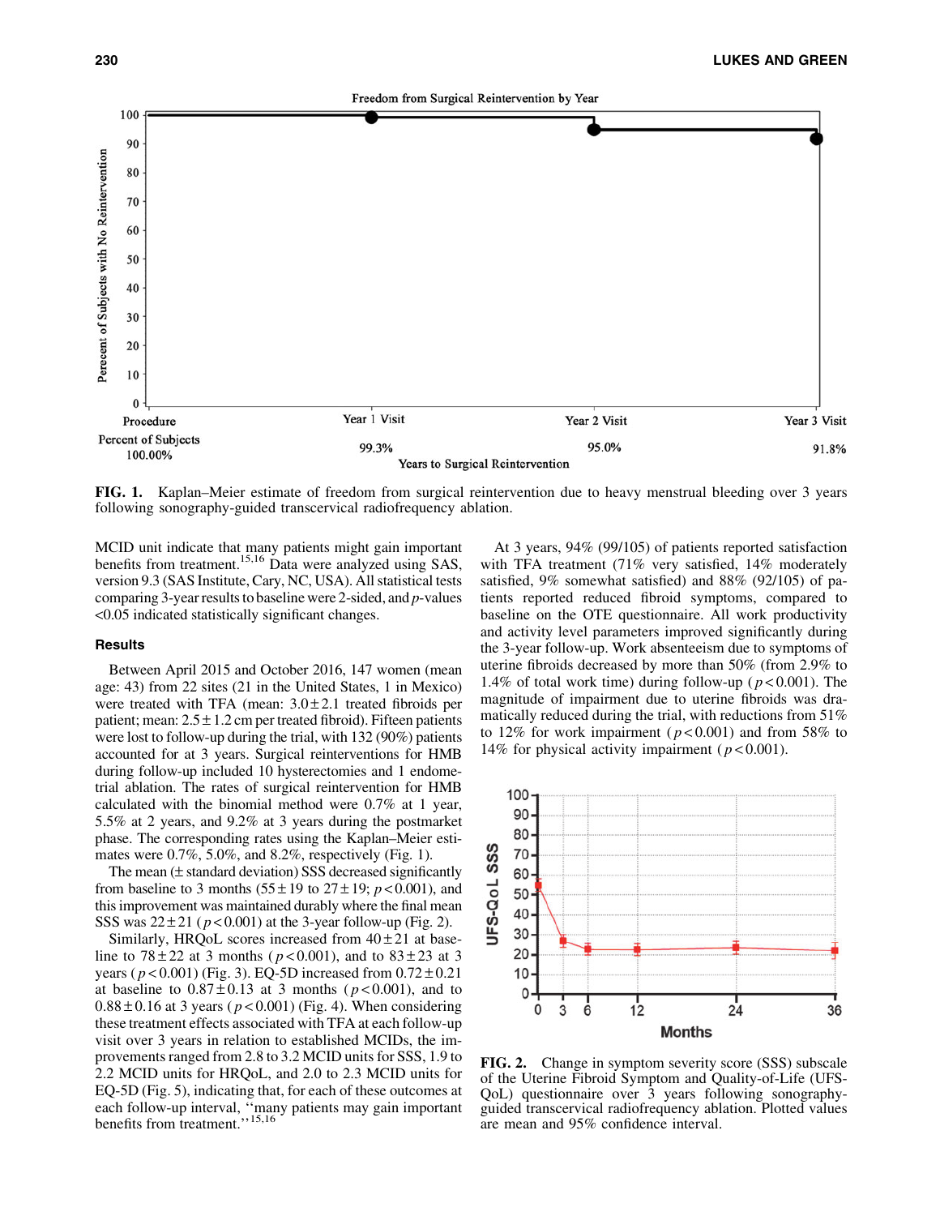FIG. 1. Kaplan–Meier estimate of freedom from surgical reintervention due to heavy menstrual bleeding over 3 years following sonography-guided transcervical radiofrequency ablation.

MCID unit indicate that many patients might gain important benefits from treatment.[15,16] Data were analyzed using SAS, version 9.3 (SAS Institute, Cary, NC, USA). All statistical tests comparing 3-year results to baseline were 2-sided, and $p$-values <0.05 indicated statistically significant changes.

## Results

Between April 2015 and October 2016, 147 women (mean age: 43) from 22 sites (21 in the United States, 1 in Mexico) were treated with TFA (mean: $3.0 \pm 2.1$ treated fibroids per patient; mean: $2.5 \pm 1.2$ cm per treated fibroid). Fifteen patients were lost to follow-up during the trial, with 132 (90%) patients accounted for at 3 years. Surgical reinterventions for HMB during follow-up included 10 hysterectomies and 1 endometrial ablation. The rates of surgical reintervention for HMB calculated with the binomial method were 0.7% at 1 year, 5.5% at 2 years, and 9.2% at 3 years during the postmarket phase. The corresponding rates using the Kaplan–Meier estimates were 0.7%, 5.0%, and 8.2%, respectively (Fig. 1).

The mean (± standard deviation) SSS decreased significantly from baseline to 3 months ($55 \pm 19$ to $27 \pm 19$; $p < 0.001$), and this improvement was maintained durably where the final mean SSS was $22 \pm 21$ ($p < 0.001$) at the 3-year follow-up (Fig. 2).

Similarly, HRQoL scores increased from $40 \pm 21$ at baseline to $78 \pm 22$ at 3 months ($p < 0.001$), and to $83 \pm 23$ at 3 years ($p < 0.001$) (Fig. 3). EQ-5D increased from $0.72 \pm 0.21$ at baseline to $0.87 \pm 0.13$ at 3 months ($p < 0.001$), and to $0.88 \pm 0.16$ at 3 years ($p < 0.001$) (Fig. 4). When considering these treatment effects associated with TFA at each follow-up visit over 3 years in relation to established MCIDs, the improvements ranged from 2.8 to 3.2 MCID units for SSS, 1.9 to 2.2 MCID units for HRQoL, and 2.0 to 2.3 MCID units for EQ-5D (Fig. 5), indicating that, for each of these outcomes at each follow-up interval, ''many patients may gain important benefits from treatment.''[15,16]

At 3 years, 94% (99/105) of patients reported satisfaction with TFA treatment (71% very satisfied, 14% moderately satisfied, 9% somewhat satisfied) and 88% (92/105) of patients reported reduced fibroid symptoms, compared to baseline on the OTE questionnaire. All work productivity and activity level parameters improved significantly during the 3-year follow-up. Work absenteeism due to symptoms of uterine fibroids decreased by more than 50% (from 2.9% to 1.4% of total work time) during follow-up ($p < 0.001$). The magnitude of impairment due to uterine fibroids was dramatically reduced during the trial, with reductions from 51% to 12% for work impairment ($p < 0.001$) and from 58% to 14% for physical activity impairment ($p < 0.001$).

FIG. 2. Change in symptom severity score (SSS) subscale of the Uterine Fibroid Symptom and Quality-of-Life (UFS-QoL) questionnaire over 3 years following sonography-guided transcervical radiofrequency ablation. Plotted values are mean and 95% confidence interval.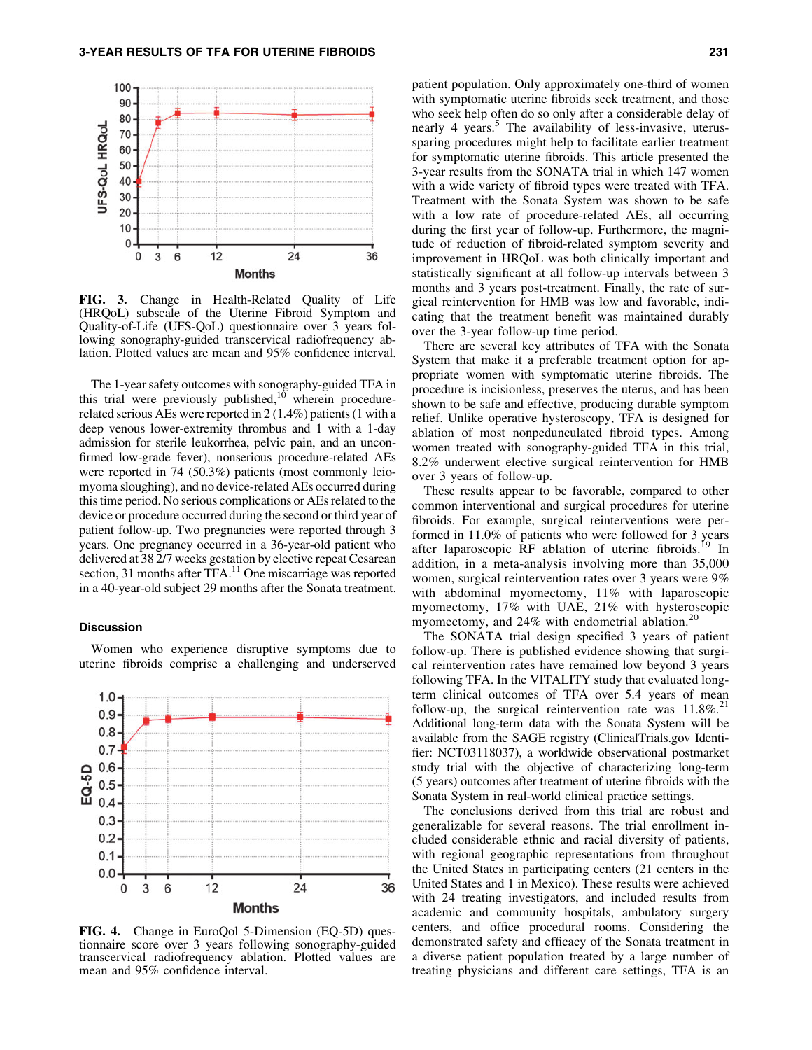100
90
80
70
60
50
40
30
20
10
0
UFS-QoL HRQoL
0 3 6 12 24 36
Months

**FIG. 3.** Change in Health-Related Quality of Life (HRQoL) subscale of the Uterine Fibroid Symptom and Quality-of-Life (UFS-QoL) questionnaire over 3 years following sonography-guided transcervical radiofrequency ablation. Plotted values are mean and 95% confidence interval.

The 1-year safety outcomes with sonography-guided TFA in this trial were previously published,[10] wherein procedure-related serious AEs were reported in 2 (1.4%) patients (1 with a deep venous lower-extremity thrombus and 1 with a 1-day admission for sterile leukorrhea, pelvic pain, and an unconfirmed low-grade fever), nonserious procedure-related AEs were reported in 74 (50.3%) patients (most commonly leiomyoma sloughing), and no device-related AEs occurred during this time period. No serious complications or AEs related to the device or procedure occurred during the second or third year of patient follow-up. Two pregnancies were reported through 3 years. One pregnancy occurred in a 36-year-old patient who delivered at 38 2/7 weeks gestation by elective repeat Cesarean section, 31 months after TFA.[11] One miscarriage was reported in a 40-year-old subject 29 months after the Sonata treatment.

## Discussion

Women who experience disruptive symptoms due to uterine fibroids comprise a challenging and underserved patient population. Only approximately one-third of women with symptomatic uterine fibroids seek treatment, and those who seek help often do so only after a considerable delay of nearly 4 years.[5] The availability of less-invasive, uterus-sparing procedures might help to facilitate earlier treatment for symptomatic uterine fibroids. This article presented the 3-year results from the SONATA trial in which 147 women with a wide variety of fibroid types were treated with TFA. Treatment with the Sonata System was shown to be safe with a low rate of procedure-related AEs, all occurring during the first year of follow-up. Furthermore, the magnitude of reduction of fibroid-related symptom severity and improvement in HRQoL was both clinically important and statistically significant at all follow-up intervals between 3 months and 3 years post-treatment. Finally, the rate of surgical reintervention for HMB was low and favorable, indicating that the treatment benefit was maintained durably over the 3-year follow-up time period.

There are several key attributes of TFA with the Sonata System that make it a preferable treatment option for appropriate women with symptomatic uterine fibroids. The procedure is incisionless, preserves the uterus, and has been shown to be safe and effective, producing durable symptom relief. Unlike operative hysteroscopy, TFA is designed for ablation of most nonpedunculated fibroid types. Among women treated with sonography-guided TFA in this trial, 8.2% underwent elective surgical reintervention for HMB over 3 years of follow-up.

These results appear to be favorable, compared to other common interventional and surgical procedures for uterine fibroids. For example, surgical reinterventions were performed in 11.0% of patients who were followed for 3 years after laparoscopic RF ablation of uterine fibroids.[19] In addition, in a meta-analysis involving more than 35,000 women, surgical reintervention rates over 3 years were 9% with abdominal myomectomy, 11% with laparoscopic myomectomy, 17% with UAE, 21% with hysteroscopic myomectomy, and 24% with endometrial ablation.[20]

The SONATA trial design specified 3 years of patient follow-up. There is published evidence showing that surgical reintervention rates have remained low beyond 3 years following TFA. In the VITALITY study that evaluated long-term clinical outcomes of TFA over 5.4 years of mean follow-up, the surgical reintervention rate was 11.8%.[21] Additional long-term data with the Sonata System will be available from the SAGE registry (ClinicalTrials.gov Identifier: NCT03118037), a worldwide observational postmarket study trial with the objective of characterizing long-term (5 years) outcomes after treatment of uterine fibroids with the Sonata System in real-world clinical practice settings.

The conclusions derived from this trial are robust and generalizable for several reasons. The trial enrollment included considerable ethnic and racial diversity of patients, with regional geographic representations from throughout the United States in participating centers (21 centers in the United States and 1 in Mexico). These results were achieved with 24 treating investigators, and included results from academic and community hospitals, ambulatory surgery centers, and office procedural rooms. Considering the demonstrated safety and efficacy of the Sonata treatment in a diverse patient population treated by a large number of treating physicians and different care settings, TFA is an

1.0
0.9
0.8
0.7
0.6
0.5
0.4
0.3
0.2
0.1
0.0
EQ-5D
0 3 6 12 24 36
Months

**FIG. 4.** Change in EuroQol 5-Dimension (EQ-5D) questionnaire score over 3 years following sonography-guided transcervical radiofrequency ablation. Plotted values are mean and 95% confidence interval.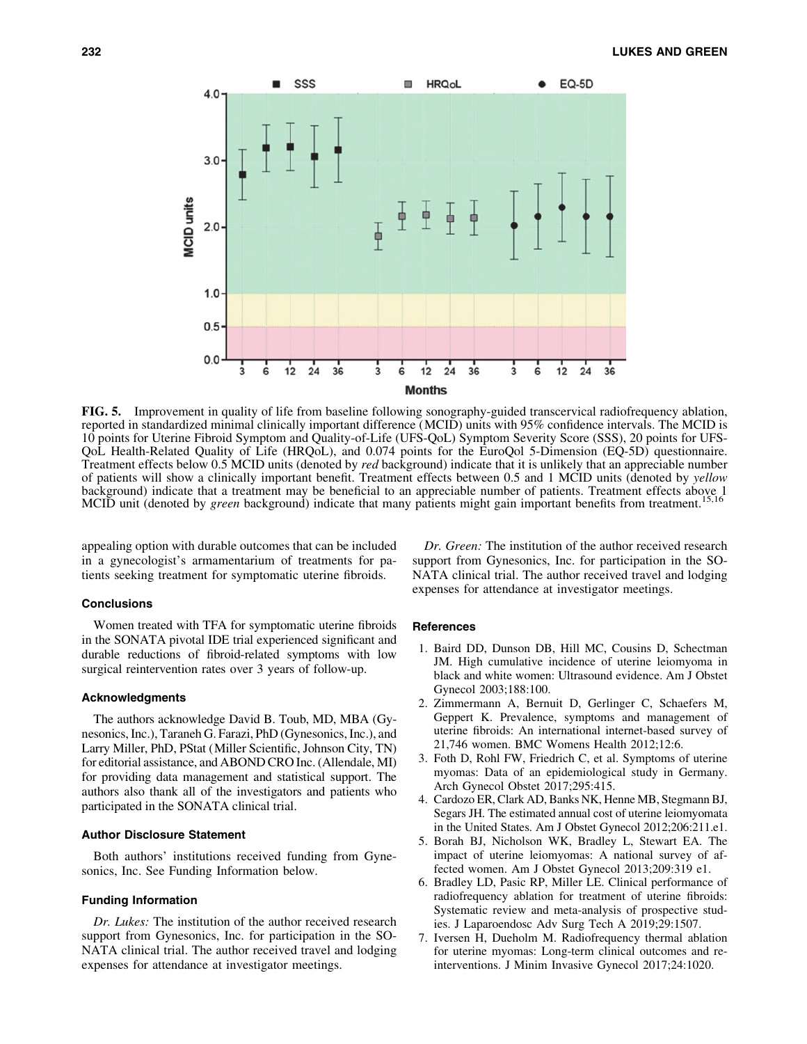■ SSS ■ HRQoL ● EQ-5D

MCID units

4.0
3.0
2.0
1.0
0.5
0.0

3 6 12 24 36 3 6 12 24 36 3 6 12 24 36

Months

**FIG. 5.** Improvement in quality of life from baseline following sonography-guided transcervical radiofrequency ablation, reported in standardized minimal clinically important difference (MCID) units with 95% confidence intervals. The MCID is 10 points for Uterine Fibroid Symptom and Quality-of-Life (UFS-QoL) Symptom Severity Score (SSS), 20 points for UFS-QoL Health-Related Quality of Life (HRQoL), and 0.074 points for the EuroQol 5-Dimension (EQ-5D) questionnaire. Treatment effects below 0.5 MCID units (denoted by *red* background) indicate that it is unlikely that an appreciable number of patients will show a clinically important benefit. Treatment effects between 0.5 and 1 MCID units (denoted by *yellow* background) indicate that a treatment may be beneficial to an appreciable number of patients. Treatment effects above 1 MCID unit (denoted by *green* background) indicate that many patients might gain important benefits from treatment.[15,16]

appealing option with durable outcomes that can be included in a gynecologist's armamentarium of treatments for patients seeking treatment for symptomatic uterine fibroids.

## Conclusions

Women treated with TFA for symptomatic uterine fibroids in the SONATA pivotal IDE trial experienced significant and durable reductions of fibroid-related symptoms with low surgical reintervention rates over 3 years of follow-up.

## Acknowledgments

The authors acknowledge David B. Toub, MD, MBA (Gynesonics, Inc.), Taraneh G. Farazi, PhD (Gynesonics, Inc.), and Larry Miller, PhD, PStat (Miller Scientific, Johnson City, TN) for editorial assistance, and ABOND CRO Inc. (Allendale, MI) for providing data management and statistical support. The authors also thank all of the investigators and patients who participated in the SONATA clinical trial.

## Author Disclosure Statement

Both authors' institutions received funding from Gynesonics, Inc. See Funding Information below.

## Funding Information

*Dr. Lukes:* The institution of the author received research support from Gynesonics, Inc. for participation in the SONATA clinical trial. The author received travel and lodging expenses for attendance at investigator meetings.

*Dr. Green:* The institution of the author received research support from Gynesonics, Inc. for participation in the SONATA clinical trial. The author received travel and lodging expenses for attendance at investigator meetings.

## References

1. Baird DD, Dunson DB, Hill MC, Cousins D, Schectman JM. High cumulative incidence of uterine leiomyoma in black and white women: Ultrasound evidence. Am J Obstet Gynecol 2003;188:100.
2. Zimmermann A, Bernuit D, Gerlinger C, Schaefers M, Geppert K. Prevalence, symptoms and management of uterine fibroids: An international internet-based survey of 21,746 women. BMC Womens Health 2012;12:6.
3. Foth D, Rohl FW, Friedrich C, et al. Symptoms of uterine myomas: Data of an epidemiological study in Germany. Arch Gynecol Obstet 2017;295:415.
4. Cardozo ER, Clark AD, Banks NK, Henne MB, Stegmann BJ, Segars JH. The estimated annual cost of uterine leiomyomata in the United States. Am J Obstet Gynecol 2012;206:211.e1.
5. Borah BJ, Nicholson WK, Bradley L, Stewart EA. The impact of uterine leiomyomas: A national survey of affected women. Am J Obstet Gynecol 2013;209:319 e1.
6. Bradley LD, Pasic RP, Miller LE. Clinical performance of radiofrequency ablation for treatment of uterine fibroids: Systematic review and meta-analysis of prospective studies. J Laparoendosc Adv Surg Tech A 2019;29:1507.
7. Iversen H, Dueholm M. Radiofrequency thermal ablation for uterine myomas: Long-term clinical outcomes and reinterventions. J Minim Invasive Gynecol 2017;24:1020.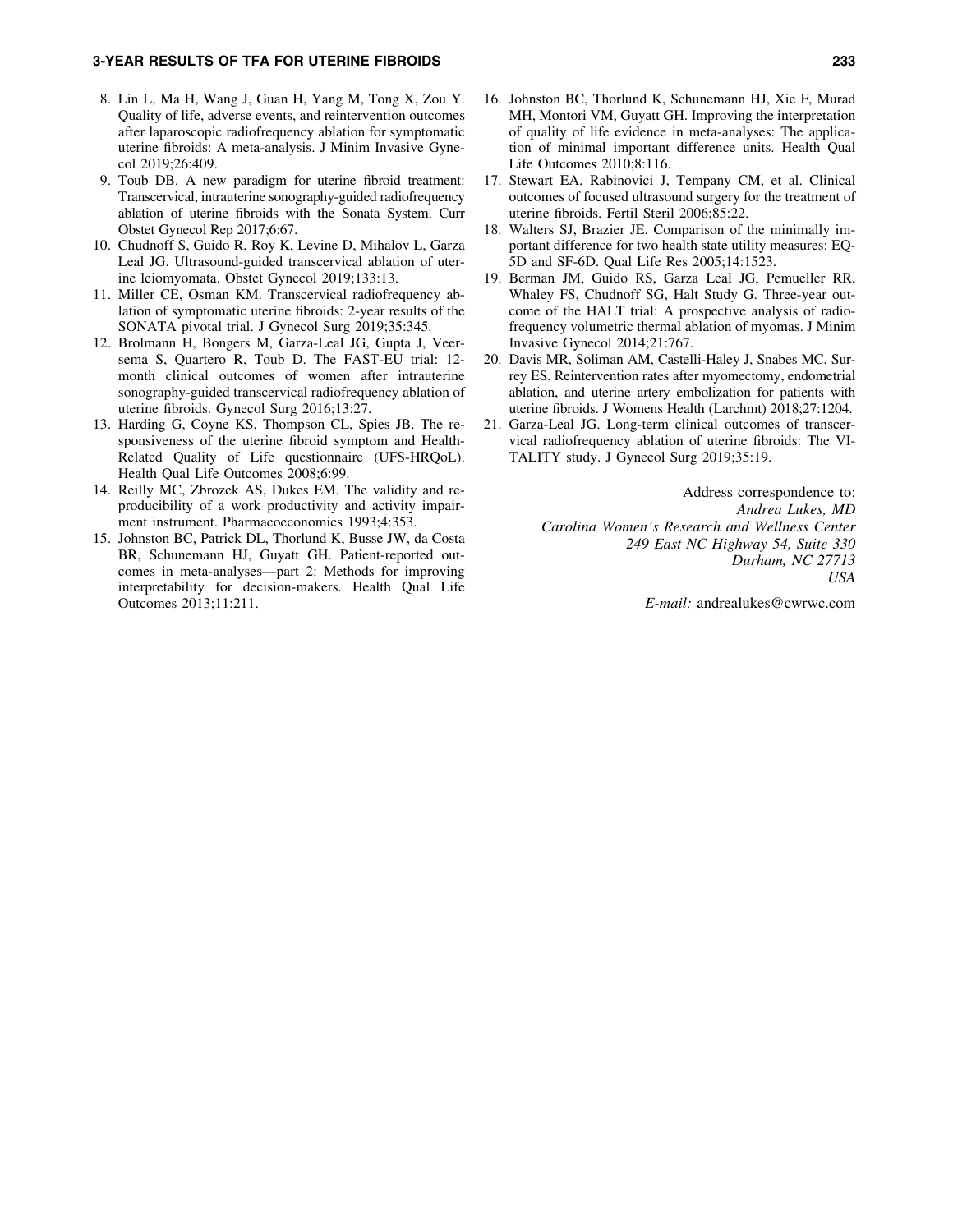8. Lin L, Ma H, Wang J, Guan H, Yang M, Tong X, Zou Y. Quality of life, adverse events, and reintervention outcomes after laparoscopic radiofrequency ablation for symptomatic uterine fibroids: A meta-analysis. J Minim Invasive Gynecol 2019;26:409.
9. Toub DB. A new paradigm for uterine fibroid treatment: Transcervical, intrauterine sonography-guided radiofrequency ablation of uterine fibroids with the Sonata System. Curr Obstet Gynecol Rep 2017;6:67.
10. Chudnoff S, Guido R, Roy K, Levine D, Mihalov L, Garza Leal JG. Ultrasound-guided transcervical ablation of uterine leiomyomata. Obstet Gynecol 2019;133:13.
11. Miller CE, Osman KM. Transcervical radiofrequency ablation of symptomatic uterine fibroids: 2-year results of the SONATA pivotal trial. J Gynecol Surg 2019;35:345.
12. Brolmann H, Bongers M, Garza-Leal JG, Gupta J, Veersema S, Quartero R, Toub D. The FAST-EU trial: 12-month clinical outcomes of women after intrauterine sonography-guided transcervical radiofrequency ablation of uterine fibroids. Gynecol Surg 2016;13:27.
13. Harding G, Coyne KS, Thompson CL, Spies JB. The responsiveness of the uterine fibroid symptom and Health-Related Quality of Life questionnaire (UFS-HRQoL). Health Qual Life Outcomes 2008;6:99.
14. Reilly MC, Zbrozek AS, Dukes EM. The validity and reproducibility of a work productivity and activity impairment instrument. Pharmacoeconomics 1993;4:353.
15. Johnston BC, Patrick DL, Thorlund K, Busse JW, da Costa BR, Schunemann HJ, Guyatt GH. Patient-reported outcomes in meta-analyses—part 2: Methods for improving interpretability for decision-makers. Health Qual Life Outcomes 2013;11:211.
16. Johnston BC, Thorlund K, Schunemann HJ, Xie F, Murad MH, Montori VM, Guyatt GH. Improving the interpretation of quality of life evidence in meta-analyses: The application of minimal important difference units. Health Qual Life Outcomes 2010;8:116.
17. Stewart EA, Rabinovici J, Tempany CM, et al. Clinical outcomes of focused ultrasound surgery for the treatment of uterine fibroids. Fertil Steril 2006;85:22.
18. Walters SJ, Brazier JE. Comparison of the minimally important difference for two health state utility measures: EQ-5D and SF-6D. Qual Life Res 2005;14:1523.
19. Berman JM, Guido RS, Garza Leal JG, Pemueller RR, Whaley FS, Chudnoff SG, Halt Study G. Three-year outcome of the HALT trial: A prospective analysis of radiofrequency volumetric thermal ablation of myomas. J Minim Invasive Gynecol 2014;21:767.
20. Davis MR, Soliman AM, Castelli-Haley J, Snabes MC, Surrey ES. Reintervention rates after myomectomy, endometrial ablation, and uterine artery embolization for patients with uterine fibroids. J Womens Health (Larchmt) 2018;27:1204.
21. Garza-Leal JG. Long-term clinical outcomes of transcervical radiofrequency ablation of uterine fibroids: The VITALITY study. J Gynecol Surg 2019;35:19.

Address correspondence to:
*Andrea Lukes, MD*
*Carolina Women's Research and Wellness Center*
*249 East NC Highway 54, Suite 330*
*Durham, NC 27713*
*USA*

*E-mail:* andrealukes@cwrwc.com